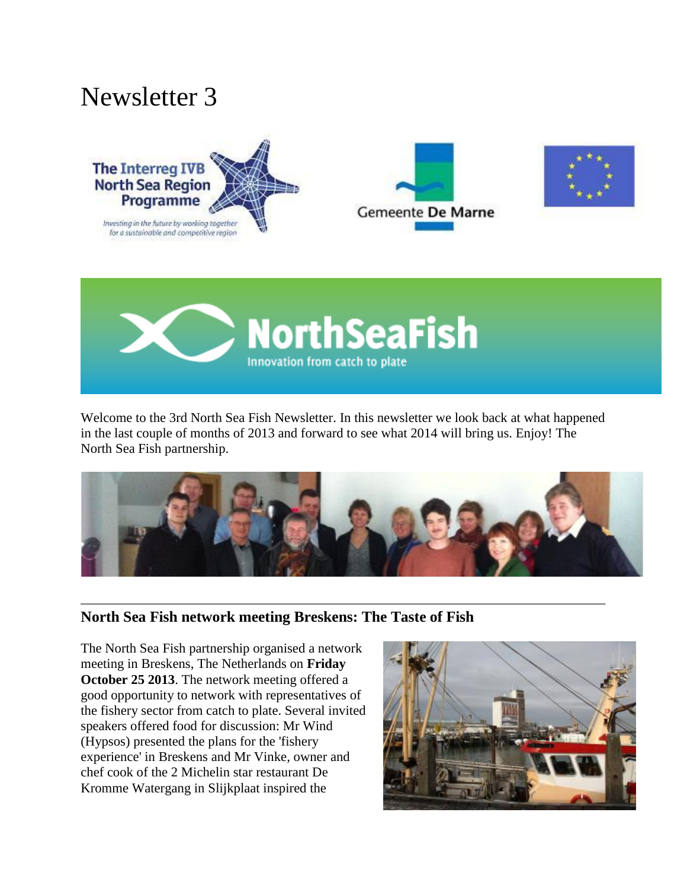# Newsletter 3

Welcome to the 3rd North Sea Fish Newsletter. In this newsletter we look back at what happened in the last couple of months of 2013 and forward to see what 2014 will bring us. Enjoy! The North Sea Fish partnership.

---

## North Sea Fish network meeting Breskens: The Taste of Fish

The North Sea Fish partnership organised a network meeting in Breskens, The Netherlands on **Friday October 25 2013**. The network meeting offered a good opportunity to network with representatives of the fishery sector from catch to plate. Several invited speakers offered food for discussion: Mr Wind (Hypsos) presented the plans for the 'fishery experience' in Breskens and Mr Vinke, owner and chef cook of the 2 Michelin star restaurant De Kromme Watergang in Slijkplaat inspired the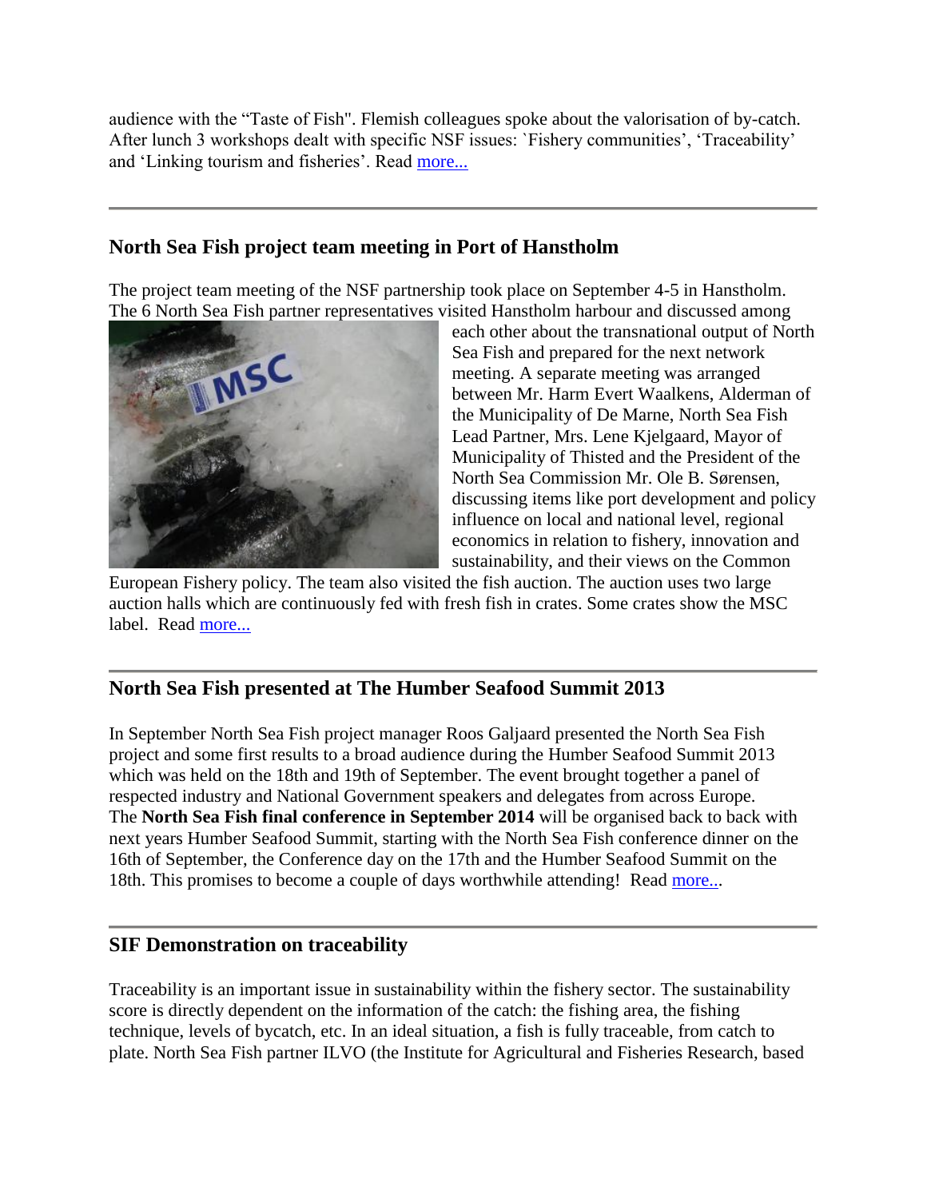audience with the "Taste of Fish". Flemish colleagues spoke about the valorisation of by-catch. After lunch 3 workshops dealt with specific NSF issues: `Fishery communities', 'Traceability' and 'Linking tourism and fisheries'. Read more...

---

## North Sea Fish project team meeting in Port of Hanstholm

The project team meeting of the NSF partnership took place on September 4-5 in Hanstholm. The 6 North Sea Fish partner representatives visited Hanstholm harbour and discussed among each other about the transnational output of North Sea Fish and prepared for the next network meeting. A separate meeting was arranged between Mr. Harm Evert Waalkens, Alderman of the Municipality of De Marne, North Sea Fish Lead Partner, Mrs. Lene Kjelgaard, Mayor of Municipality of Thisted and the President of the North Sea Commission Mr. Ole B. Sørensen, discussing items like port development and policy influence on local and national level, regional economics in relation to fishery, innovation and sustainability, and their views on the Common European Fishery policy. The team also visited the fish auction. The auction uses two large auction halls which are continuously fed with fresh fish in crates. Some crates show the MSC label. Read more...

---

## North Sea Fish presented at The Humber Seafood Summit 2013

In September North Sea Fish project manager Roos Galjaard presented the North Sea Fish project and some first results to a broad audience during the Humber Seafood Summit 2013 which was held on the 18th and 19th of September. The event brought together a panel of respected industry and National Government speakers and delegates from across Europe. The **North Sea Fish final conference in September 2014** will be organised back to back with next years Humber Seafood Summit, starting with the North Sea Fish conference dinner on the 16th of September, the Conference day on the 17th and the Humber Seafood Summit on the 18th. This promises to become a couple of days worthwhile attending! Read more...

---

## SIF Demonstration on traceability

Traceability is an important issue in sustainability within the fishery sector. The sustainability score is directly dependent on the information of the catch: the fishing area, the fishing technique, levels of bycatch, etc. In an ideal situation, a fish is fully traceable, from catch to plate. North Sea Fish partner ILVO (the Institute for Agricultural and Fisheries Research, based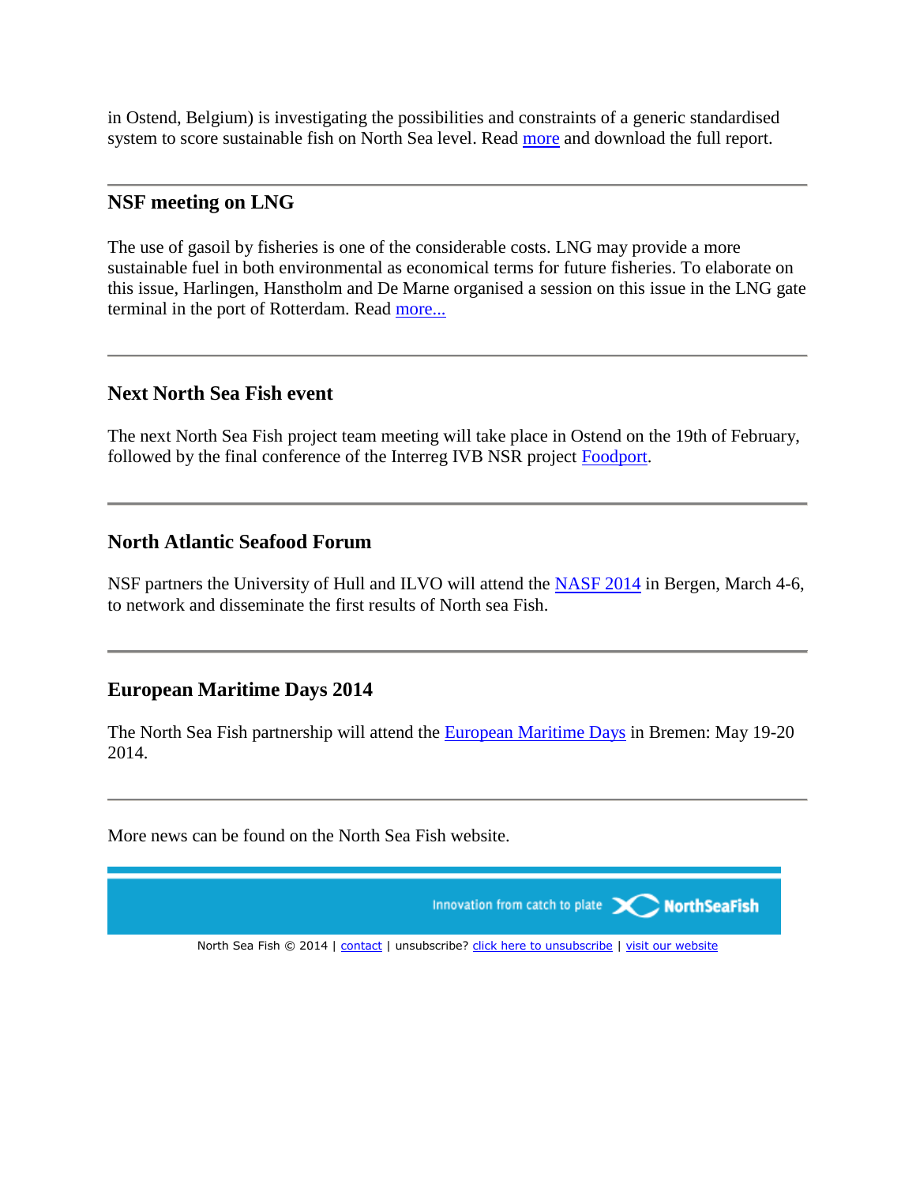in Ostend, Belgium) is investigating the possibilities and constraints of a generic standardised system to score sustainable fish on North Sea level. Read more and download the full report.

---

### NSF meeting on LNG

The use of gasoil by fisheries is one of the considerable costs. LNG may provide a more sustainable fuel in both environmental as economical terms for future fisheries. To elaborate on this issue, Harlingen, Hanstholm and De Marne organised a session on this issue in the LNG gate terminal in the port of Rotterdam. Read more...

---

### Next North Sea Fish event

The next North Sea Fish project team meeting will take place in Ostend on the 19th of February, followed by the final conference of the Interreg IVB NSR project Foodport.

---

### North Atlantic Seafood Forum

NSF partners the University of Hull and ILVO will attend the NASF 2014 in Bergen, March 4-6, to network and disseminate the first results of North sea Fish.

---

### European Maritime Days 2014

The North Sea Fish partnership will attend the European Maritime Days in Bremen: May 19-20 2014.

---

More news can be found on the North Sea Fish website.

Innovation from catch to plate NorthSeaFish

North Sea Fish © 2014 | contact | unsubscribe? click here to unsubscribe | visit our website